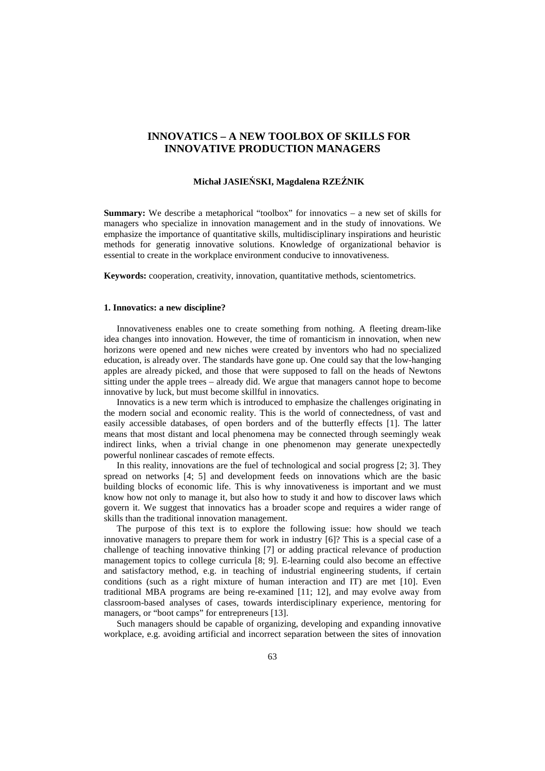# INNOVATICS – A NEW TOOLBOX OF SKILLS FOR INNOVATIVE PRODUCTION MANAGERS

**Michał JASIEŃSKI, Magdalena RZEŹNIK**

**Summary:** We describe a metaphorical "toolbox" for innovatics – a new set of skills for managers who specialize in innovation management and in the study of innovations. We emphasize the importance of quantitative skills, multidisciplinary inspirations and heuristic methods for generatig innovative solutions. Knowledge of organizational behavior is essential to create in the workplace environment conducive to innovativeness.

**Keywords:** cooperation, creativity, innovation, quantitative methods, scientometrics.

## 1. Innovatics: a new discipline?

Innovativeness enables one to create something from nothing. A fleeting dream-like idea changes into innovation. However, the time of romanticism in innovation, when new horizons were opened and new niches were created by inventors who had no specialized education, is already over. The standards have gone up. One could say that the low-hanging apples are already picked, and those that were supposed to fall on the heads of Newtons sitting under the apple trees – already did. We argue that managers cannot hope to become innovative by luck, but must become skillful in innovatics.

Innovatics is a new term which is introduced to emphasize the challenges originating in the modern social and economic reality. This is the world of connectedness, of vast and easily accessible databases, of open borders and of the butterfly effects [1]. The latter means that most distant and local phenomena may be connected through seemingly weak indirect links, when a trivial change in one phenomenon may generate unexpectedly powerful nonlinear cascades of remote effects.

In this reality, innovations are the fuel of technological and social progress [2; 3]. They spread on networks [4; 5] and development feeds on innovations which are the basic building blocks of economic life. This is why innovativeness is important and we must know how not only to manage it, but also to study it and how to discover laws which govern it. We suggest that innovatics has a broader scope and requires a wider range of skills than the traditional innovation management.

The purpose of this text is to explore the following issue: how should we teach innovative managers to prepare them for work in industry [6]? This is a special case of a challenge of teaching innovative thinking [7] or adding practical relevance of production management topics to college curricula [8; 9]. E-learning could also become an effective and satisfactory method, e.g. in teaching of industrial engineering students, if certain conditions (such as a right mixture of human interaction and IT) are met [10]. Even traditional MBA programs are being re-examined [11; 12], and may evolve away from classroom-based analyses of cases, towards interdisciplinary experience, mentoring for managers, or "boot camps" for entrepreneurs [13].

Such managers should be capable of organizing, developing and expanding innovative workplace, e.g. avoiding artificial and incorrect separation between the sites of innovation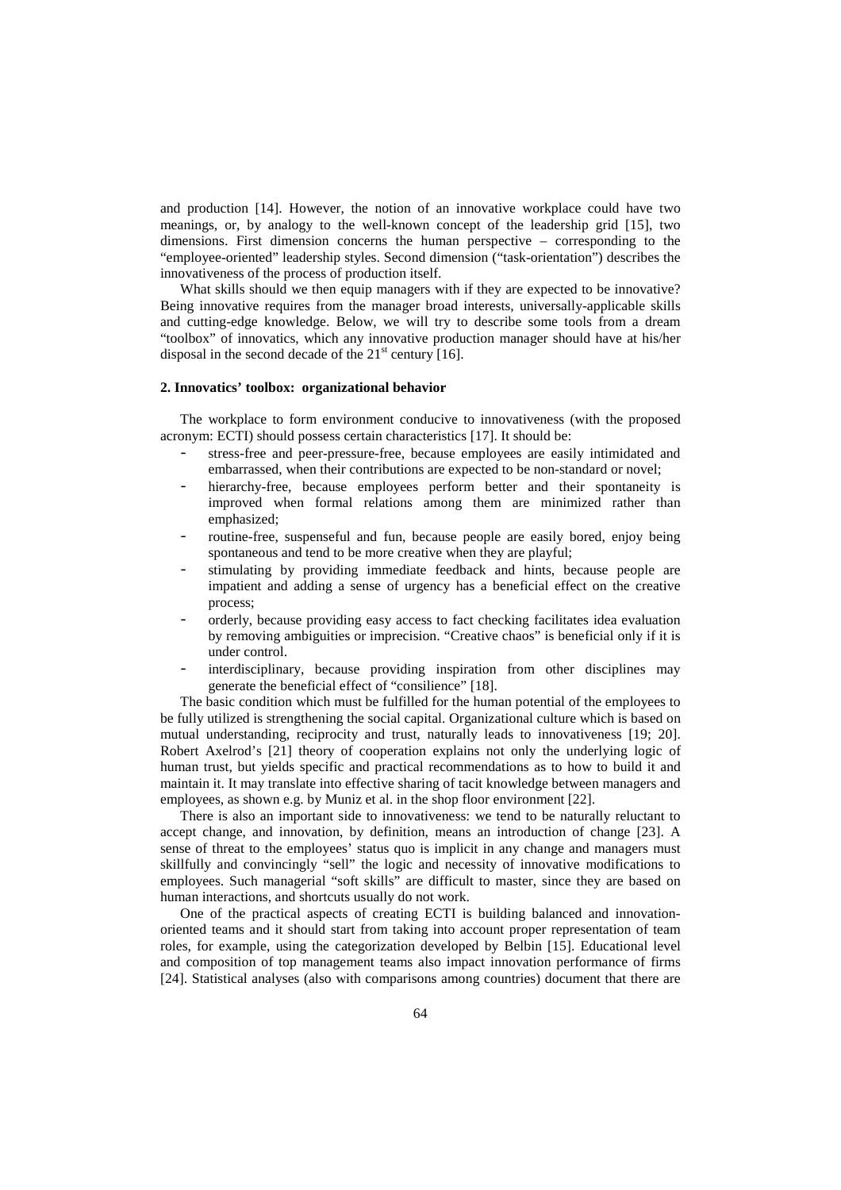and production [14]. However, the notion of an innovative workplace could have two meanings, or, by analogy to the well-known concept of the leadership grid [15], two dimensions. First dimension concerns the human perspective – corresponding to the "employee-oriented" leadership styles. Second dimension ("task-orientation") describes the innovativeness of the process of production itself.

What skills should we then equip managers with if they are expected to be innovative? Being innovative requires from the manager broad interests, universally-applicable skills and cutting-edge knowledge. Below, we will try to describe some tools from a dream "toolbox" of innovatics, which any innovative production manager should have at his/her disposal in the second decade of the 21st century [16].

## 2. Innovatics' toolbox: organizational behavior

The workplace to form environment conducive to innovativeness (with the proposed acronym: ECTI) should possess certain characteristics [17]. It should be:

- stress-free and peer-pressure-free, because employees are easily intimidated and embarrassed, when their contributions are expected to be non-standard or novel;
- hierarchy-free, because employees perform better and their spontaneity is improved when formal relations among them are minimized rather than emphasized;
- routine-free, suspenseful and fun, because people are easily bored, enjoy being spontaneous and tend to be more creative when they are playful;
- stimulating by providing immediate feedback and hints, because people are impatient and adding a sense of urgency has a beneficial effect on the creative process;
- orderly, because providing easy access to fact checking facilitates idea evaluation by removing ambiguities or imprecision. "Creative chaos" is beneficial only if it is under control.
- interdisciplinary, because providing inspiration from other disciplines may generate the beneficial effect of "consilience" [18].

The basic condition which must be fulfilled for the human potential of the employees to be fully utilized is strengthening the social capital. Organizational culture which is based on mutual understanding, reciprocity and trust, naturally leads to innovativeness [19; 20]. Robert Axelrod's [21] theory of cooperation explains not only the underlying logic of human trust, but yields specific and practical recommendations as to how to build it and maintain it. It may translate into effective sharing of tacit knowledge between managers and employees, as shown e.g. by Muniz et al. in the shop floor environment [22].

There is also an important side to innovativeness: we tend to be naturally reluctant to accept change, and innovation, by definition, means an introduction of change [23]. A sense of threat to the employees' status quo is implicit in any change and managers must skillfully and convincingly "sell" the logic and necessity of innovative modifications to employees. Such managerial "soft skills" are difficult to master, since they are based on human interactions, and shortcuts usually do not work.

One of the practical aspects of creating ECTI is building balanced and innovation-oriented teams and it should start from taking into account proper representation of team roles, for example, using the categorization developed by Belbin [15]. Educational level and composition of top management teams also impact innovation performance of firms [24]. Statistical analyses (also with comparisons among countries) document that there are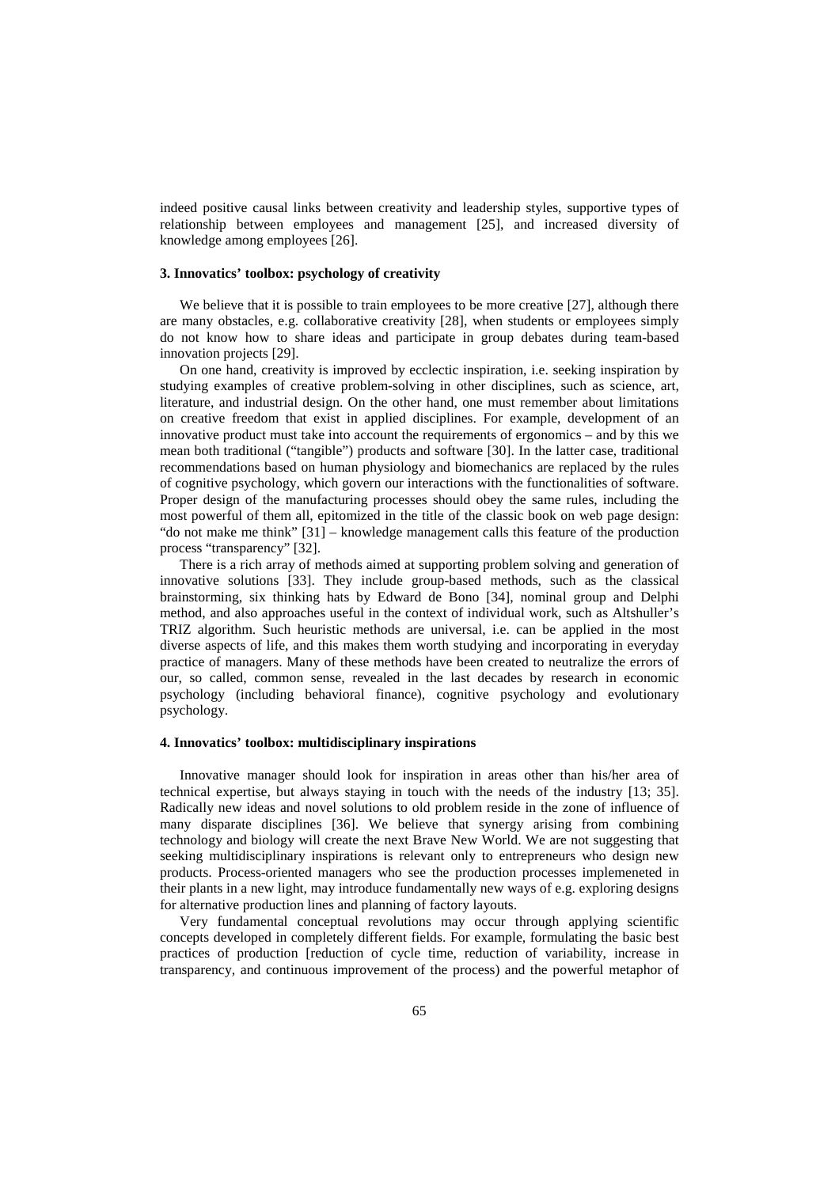indeed positive causal links between creativity and leadership styles, supportive types of relationship between employees and management [25], and increased diversity of knowledge among employees [26].

### 3. Innovatics' toolbox: psychology of creativity

We believe that it is possible to train employees to be more creative [27], although there are many obstacles, e.g. collaborative creativity [28], when students or employees simply do not know how to share ideas and participate in group debates during team-based innovation projects [29].

On one hand, creativity is improved by ecclectic inspiration, i.e. seeking inspiration by studying examples of creative problem-solving in other disciplines, such as science, art, literature, and industrial design. On the other hand, one must remember about limitations on creative freedom that exist in applied disciplines. For example, development of an innovative product must take into account the requirements of ergonomics – and by this we mean both traditional ("tangible") products and software [30]. In the latter case, traditional recommendations based on human physiology and biomechanics are replaced by the rules of cognitive psychology, which govern our interactions with the functionalities of software. Proper design of the manufacturing processes should obey the same rules, including the most powerful of them all, epitomized in the title of the classic book on web page design: "do not make me think" [31] – knowledge management calls this feature of the production process "transparency" [32].

There is a rich array of methods aimed at supporting problem solving and generation of innovative solutions [33]. They include group-based methods, such as the classical brainstorming, six thinking hats by Edward de Bono [34], nominal group and Delphi method, and also approaches useful in the context of individual work, such as Altshuller's TRIZ algorithm. Such heuristic methods are universal, i.e. can be applied in the most diverse aspects of life, and this makes them worth studying and incorporating in everyday practice of managers. Many of these methods have been created to neutralize the errors of our, so called, common sense, revealed in the last decades by research in economic psychology (including behavioral finance), cognitive psychology and evolutionary psychology.

### 4. Innovatics' toolbox: multidisciplinary inspirations

Innovative manager should look for inspiration in areas other than his/her area of technical expertise, but always staying in touch with the needs of the industry [13; 35]. Radically new ideas and novel solutions to old problem reside in the zone of influence of many disparate disciplines [36]. We believe that synergy arising from combining technology and biology will create the next Brave New World. We are not suggesting that seeking multidisciplinary inspirations is relevant only to entrepreneurs who design new products. Process-oriented managers who see the production processes implemeneted in their plants in a new light, may introduce fundamentally new ways of e.g. exploring designs for alternative production lines and planning of factory layouts.

Very fundamental conceptual revolutions may occur through applying scientific concepts developed in completely different fields. For example, formulating the basic best practices of production [reduction of cycle time, reduction of variability, increase in transparency, and continuous improvement of the process) and the powerful metaphor of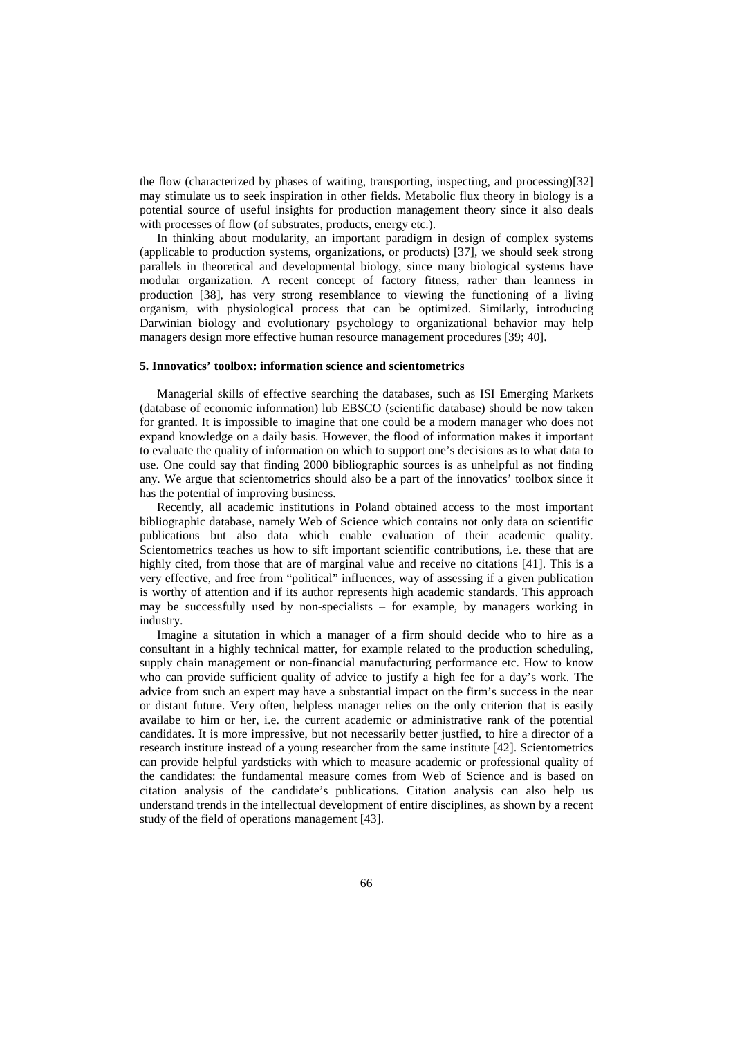the flow (characterized by phases of waiting, transporting, inspecting, and processing)[32] may stimulate us to seek inspiration in other fields. Metabolic flux theory in biology is a potential source of useful insights for production management theory since it also deals with processes of flow (of substrates, products, energy etc.).

In thinking about modularity, an important paradigm in design of complex systems (applicable to production systems, organizations, or products) [37], we should seek strong parallels in theoretical and developmental biology, since many biological systems have modular organization. A recent concept of factory fitness, rather than leanness in production [38], has very strong resemblance to viewing the functioning of a living organism, with physiological process that can be optimized. Similarly, introducing Darwinian biology and evolutionary psychology to organizational behavior may help managers design more effective human resource management procedures [39; 40].

### 5. Innovatics' toolbox: information science and scientometrics

Managerial skills of effective searching the databases, such as ISI Emerging Markets (database of economic information) lub EBSCO (scientific database) should be now taken for granted. It is impossible to imagine that one could be a modern manager who does not expand knowledge on a daily basis. However, the flood of information makes it important to evaluate the quality of information on which to support one's decisions as to what data to use. One could say that finding 2000 bibliographic sources is as unhelpful as not finding any. We argue that scientometrics should also be a part of the innovatics' toolbox since it has the potential of improving business.

Recently, all academic institutions in Poland obtained access to the most important bibliographic database, namely Web of Science which contains not only data on scientific publications but also data which enable evaluation of their academic quality. Scientometrics teaches us how to sift important scientific contributions, i.e. these that are highly cited, from those that are of marginal value and receive no citations [41]. This is a very effective, and free from "political" influences, way of assessing if a given publication is worthy of attention and if its author represents high academic standards. This approach may be successfully used by non-specialists – for example, by managers working in industry.

Imagine a situtation in which a manager of a firm should decide who to hire as a consultant in a highly technical matter, for example related to the production scheduling, supply chain management or non-financial manufacturing performance etc. How to know who can provide sufficient quality of advice to justify a high fee for a day's work. The advice from such an expert may have a substantial impact on the firm's success in the near or distant future. Very often, helpless manager relies on the only criterion that is easily availabe to him or her, i.e. the current academic or administrative rank of the potential candidates. It is more impressive, but not necessarily better justfied, to hire a director of a research institute instead of a young researcher from the same institute [42]. Scientometrics can provide helpful yardsticks with which to measure academic or professional quality of the candidates: the fundamental measure comes from Web of Science and is based on citation analysis of the candidate's publications. Citation analysis can also help us understand trends in the intellectual development of entire disciplines, as shown by a recent study of the field of operations management [43].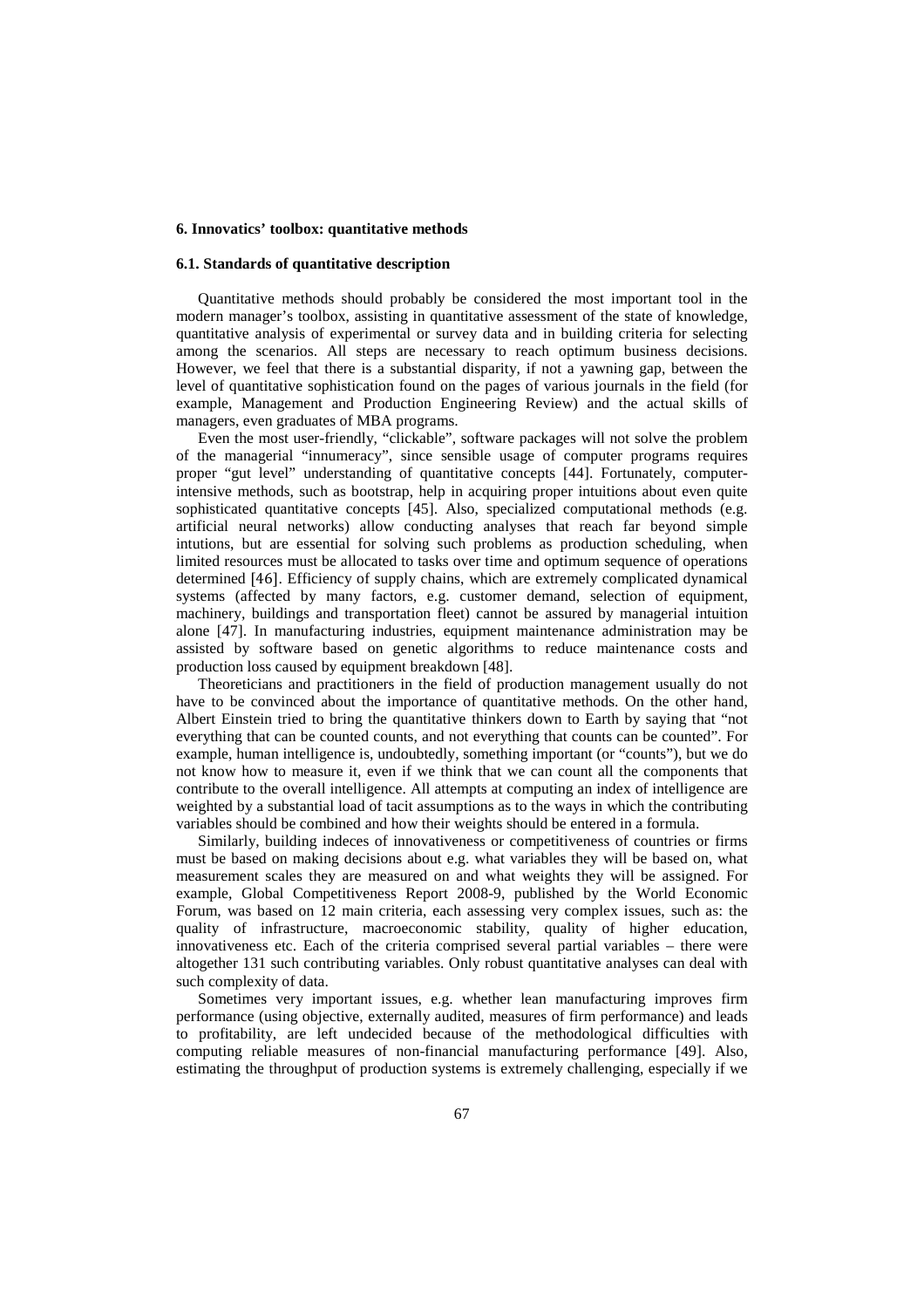## 6. Innovatics' toolbox: quantitative methods

### 6.1. Standards of quantitative description

Quantitative methods should probably be considered the most important tool in the modern manager's toolbox, assisting in quantitative assessment of the state of knowledge, quantitative analysis of experimental or survey data and in building criteria for selecting among the scenarios. All steps are necessary to reach optimum business decisions. However, we feel that there is a substantial disparity, if not a yawning gap, between the level of quantitative sophistication found on the pages of various journals in the field (for example, Management and Production Engineering Review) and the actual skills of managers, even graduates of MBA programs.

Even the most user-friendly, "clickable", software packages will not solve the problem of the managerial "innumeracy", since sensible usage of computer programs requires proper "gut level" understanding of quantitative concepts [44]. Fortunately, computer-intensive methods, such as bootstrap, help in acquiring proper intuitions about even quite sophisticated quantitative concepts [45]. Also, specialized computational methods (e.g. artificial neural networks) allow conducting analyses that reach far beyond simple intutions, but are essential for solving such problems as production scheduling, when limited resources must be allocated to tasks over time and optimum sequence of operations determined [46]. Efficiency of supply chains, which are extremely complicated dynamical systems (affected by many factors, e.g. customer demand, selection of equipment, machinery, buildings and transportation fleet) cannot be assured by managerial intuition alone [47]. In manufacturing industries, equipment maintenance administration may be assisted by software based on genetic algorithms to reduce maintenance costs and production loss caused by equipment breakdown [48].

Theoreticians and practitioners in the field of production management usually do not have to be convinced about the importance of quantitative methods. On the other hand, Albert Einstein tried to bring the quantitative thinkers down to Earth by saying that "not everything that can be counted counts, and not everything that counts can be counted". For example, human intelligence is, undoubtedly, something important (or "counts"), but we do not know how to measure it, even if we think that we can count all the components that contribute to the overall intelligence. All attempts at computing an index of intelligence are weighted by a substantial load of tacit assumptions as to the ways in which the contributing variables should be combined and how their weights should be entered in a formula.

Similarly, building indeces of innovativeness or competitiveness of countries or firms must be based on making decisions about e.g. what variables they will be based on, what measurement scales they are measured on and what weights they will be assigned. For example, Global Competitiveness Report 2008-9, published by the World Economic Forum, was based on 12 main criteria, each assessing very complex issues, such as: the quality of infrastructure, macroeconomic stability, quality of higher education, innovativeness etc. Each of the criteria comprised several partial variables – there were altogether 131 such contributing variables. Only robust quantitative analyses can deal with such complexity of data.

Sometimes very important issues, e.g. whether lean manufacturing improves firm performance (using objective, externally audited, measures of firm performance) and leads to profitability, are left undecided because of the methodological difficulties with computing reliable measures of non-financial manufacturing performance [49]. Also, estimating the throughput of production systems is extremely challenging, especially if we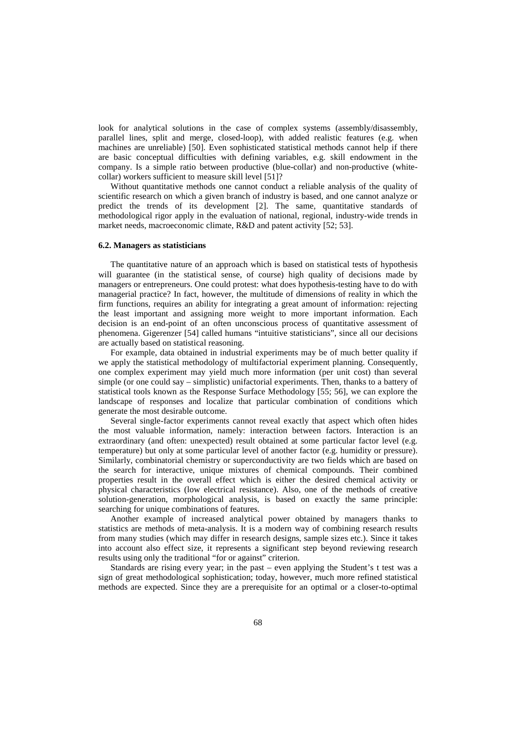look for analytical solutions in the case of complex systems (assembly/disassembly, parallel lines, split and merge, closed-loop), with added realistic features (e.g. when machines are unreliable) [50]. Even sophisticated statistical methods cannot help if there are basic conceptual difficulties with defining variables, e.g. skill endowment in the company. Is a simple ratio between productive (blue-collar) and non-productive (white-collar) workers sufficient to measure skill level [51]?

Without quantitative methods one cannot conduct a reliable analysis of the quality of scientific research on which a given branch of industry is based, and one cannot analyze or predict the trends of its development [2]. The same, quantitative standards of methodological rigor apply in the evaluation of national, regional, industry-wide trends in market needs, macroeconomic climate, R&D and patent activity [52; 53].

### 6.2. Managers as statisticians

The quantitative nature of an approach which is based on statistical tests of hypothesis will guarantee (in the statistical sense, of course) high quality of decisions made by managers or entrepreneurs. One could protest: what does hypothesis-testing have to do with managerial practice? In fact, however, the multitude of dimensions of reality in which the firm functions, requires an ability for integrating a great amount of information: rejecting the least important and assigning more weight to more important information. Each decision is an end-point of an often unconscious process of quantitative assessment of phenomena. Gigerenzer [54] called humans "intuitive statisticians", since all our decisions are actually based on statistical reasoning.

For example, data obtained in industrial experiments may be of much better quality if we apply the statistical methodology of multifactorial experiment planning. Consequently, one complex experiment may yield much more information (per unit cost) than several simple (or one could say – simplistic) unifactorial experiments. Then, thanks to a battery of statistical tools known as the Response Surface Methodology [55; 56], we can explore the landscape of responses and localize that particular combination of conditions which generate the most desirable outcome.

Several single-factor experiments cannot reveal exactly that aspect which often hides the most valuable information, namely: interaction between factors. Interaction is an extraordinary (and often: unexpected) result obtained at some particular factor level (e.g. temperature) but only at some particular level of another factor (e.g. humidity or pressure). Similarly, combinatorial chemistry or superconductivity are two fields which are based on the search for interactive, unique mixtures of chemical compounds. Their combined properties result in the overall effect which is either the desired chemical activity or physical characteristics (low electrical resistance). Also, one of the methods of creative solution-generation, morphological analysis, is based on exactly the same principle: searching for unique combinations of features.

Another example of increased analytical power obtained by managers thanks to statistics are methods of meta-analysis. It is a modern way of combining research results from many studies (which may differ in research designs, sample sizes etc.). Since it takes into account also effect size, it represents a significant step beyond reviewing research results using only the traditional "for or against" criterion.

Standards are rising every year; in the past – even applying the Student's t test was a sign of great methodological sophistication; today, however, much more refined statistical methods are expected. Since they are a prerequisite for an optimal or a closer-to-optimal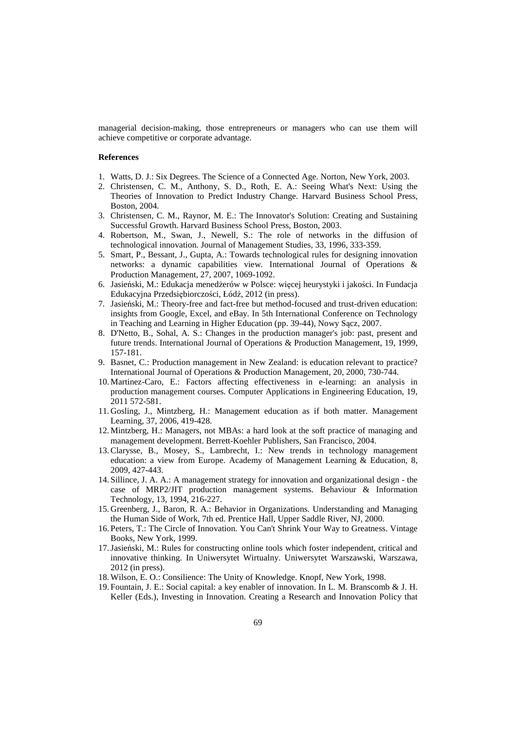managerial decision-making, those entrepreneurs or managers who can use them will achieve competitive or corporate advantage.

#### References

1. Watts, D. J.: Six Degrees. The Science of a Connected Age. Norton, New York, 2003.
2. Christensen, C. M., Anthony, S. D., Roth, E. A.: Seeing What's Next: Using the Theories of Innovation to Predict Industry Change. Harvard Business School Press, Boston, 2004.
3. Christensen, C. M., Raynor, M. E.: The Innovator's Solution: Creating and Sustaining Successful Growth. Harvard Business School Press, Boston, 2003.
4. Robertson, M., Swan, J., Newell, S.: The role of networks in the diffusion of technological innovation. Journal of Management Studies, 33, 1996, 333-359.
5. Smart, P., Bessant, J., Gupta, A.: Towards technological rules for designing innovation networks: a dynamic capabilities view. International Journal of Operations & Production Management, 27, 2007, 1069-1092.
6. Jasieński, M.: Edukacja menedżerów w Polsce: więcej heurystyki i jakości. In Fundacja Edukacyjna Przedsiębiorczości, Łódź, 2012 (in press).
7. Jasieński, M.: Theory-free and fact-free but method-focused and trust-driven education: insights from Google, Excel, and eBay. In 5th International Conference on Technology in Teaching and Learning in Higher Education (pp. 39-44), Nowy Sącz, 2007.
8. D'Netto, B., Sohal, A. S.: Changes in the production manager's job: past, present and future trends. International Journal of Operations & Production Management, 19, 1999, 157-181.
9. Basnet, C.: Production management in New Zealand: is education relevant to practice? International Journal of Operations & Production Management, 20, 2000, 730-744.
10. Martinez-Caro, E.: Factors affecting effectiveness in e-learning: an analysis in production management courses. Computer Applications in Engineering Education, 19, 2011 572-581.
11. Gosling, J., Mintzberg, H.: Management education as if both matter. Management Learning, 37, 2006, 419-428.
12. Mintzberg, H.: Managers, not MBAs: a hard look at the soft practice of managing and management development. Berrett-Koehler Publishers, San Francisco, 2004.
13. Clarysse, B., Mosey, S., Lambrecht, I.: New trends in technology management education: a view from Europe. Academy of Management Learning & Education, 8, 2009, 427-443.
14. Sillince, J. A. A.: A management strategy for innovation and organizational design - the case of MRP2/JIT production management systems. Behaviour & Information Technology, 13, 1994, 216-227.
15. Greenberg, J., Baron, R. A.: Behavior in Organizations. Understanding and Managing the Human Side of Work, 7th ed. Prentice Hall, Upper Saddle River, NJ, 2000.
16. Peters, T.: The Circle of Innovation. You Can't Shrink Your Way to Greatness. Vintage Books, New York, 1999.
17. Jasieński, M.: Rules for constructing online tools which foster independent, critical and innovative thinking. In Uniwersytet Wirtualny. Uniwersytet Warszawski, Warszawa, 2012 (in press).
18. Wilson, E. O.: Consilience: The Unity of Knowledge. Knopf, New York, 1998.
19. Fountain, J. E.: Social capital: a key enabler of innovation. In L. M. Branscomb & J. H. Keller (Eds.), Investing in Innovation. Creating a Research and Innovation Policy that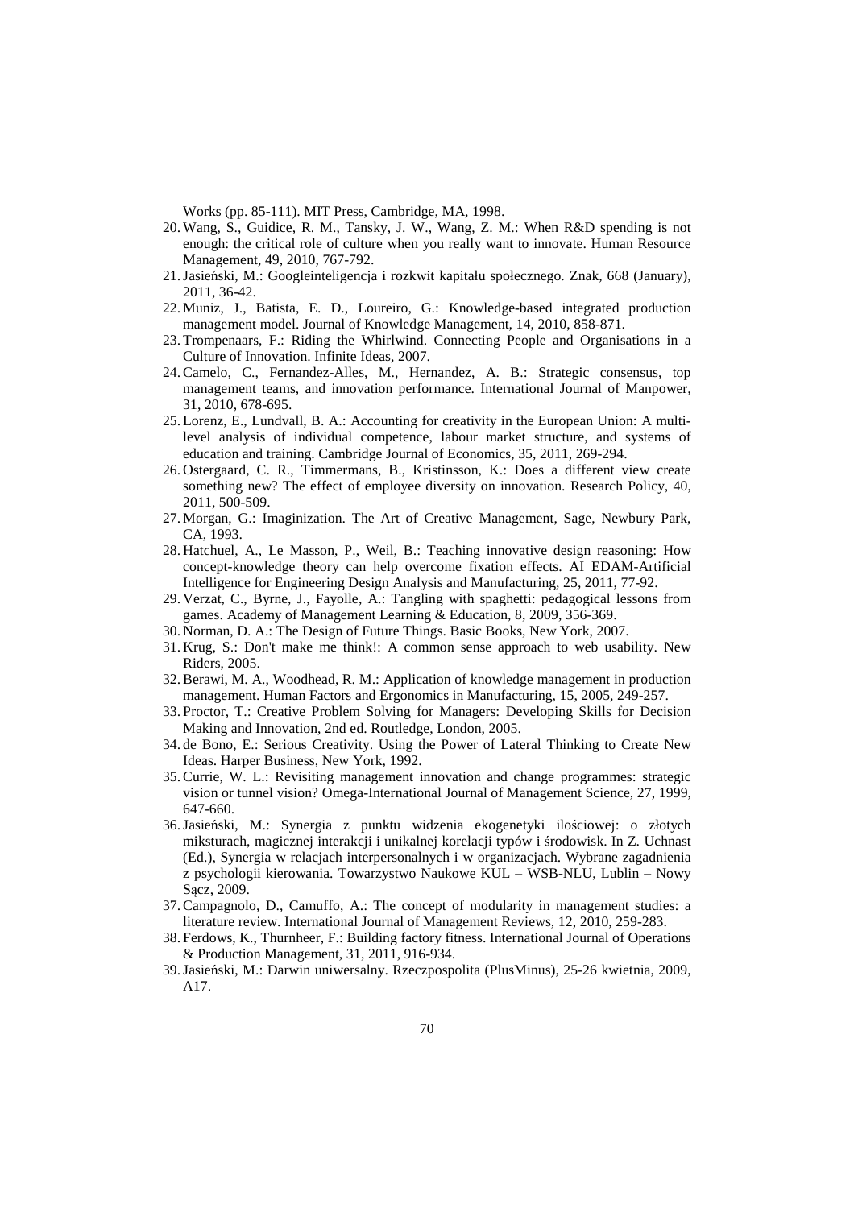Works (pp. 85-111). MIT Press, Cambridge, MA, 1998.

20. Wang, S., Guidice, R. M., Tansky, J. W., Wang, Z. M.: When R&D spending is not enough: the critical role of culture when you really want to innovate. Human Resource Management, 49, 2010, 767-792.
21. Jasieński, M.: Googleinteligencja i rozkwit kapitału społecznego. Znak, 668 (January), 2011, 36-42.
22. Muniz, J., Batista, E. D., Loureiro, G.: Knowledge-based integrated production management model. Journal of Knowledge Management, 14, 2010, 858-871.
23. Trompenaars, F.: Riding the Whirlwind. Connecting People and Organisations in a Culture of Innovation. Infinite Ideas, 2007.
24. Camelo, C., Fernandez-Alles, M., Hernandez, A. B.: Strategic consensus, top management teams, and innovation performance. International Journal of Manpower, 31, 2010, 678-695.
25. Lorenz, E., Lundvall, B. A.: Accounting for creativity in the European Union: A multi-level analysis of individual competence, labour market structure, and systems of education and training. Cambridge Journal of Economics, 35, 2011, 269-294.
26. Ostergaard, C. R., Timmermans, B., Kristinsson, K.: Does a different view create something new? The effect of employee diversity on innovation. Research Policy, 40, 2011, 500-509.
27. Morgan, G.: Imaginization. The Art of Creative Management, Sage, Newbury Park, CA, 1993.
28. Hatchuel, A., Le Masson, P., Weil, B.: Teaching innovative design reasoning: How concept-knowledge theory can help overcome fixation effects. AI EDAM-Artificial Intelligence for Engineering Design Analysis and Manufacturing, 25, 2011, 77-92.
29. Verzat, C., Byrne, J., Fayolle, A.: Tangling with spaghetti: pedagogical lessons from games. Academy of Management Learning & Education, 8, 2009, 356-369.
30. Norman, D. A.: The Design of Future Things. Basic Books, New York, 2007.
31. Krug, S.: Don't make me think!: A common sense approach to web usability. New Riders, 2005.
32. Berawi, M. A., Woodhead, R. M.: Application of knowledge management in production management. Human Factors and Ergonomics in Manufacturing, 15, 2005, 249-257.
33. Proctor, T.: Creative Problem Solving for Managers: Developing Skills for Decision Making and Innovation, 2nd ed. Routledge, London, 2005.
34. de Bono, E.: Serious Creativity. Using the Power of Lateral Thinking to Create New Ideas. Harper Business, New York, 1992.
35. Currie, W. L.: Revisiting management innovation and change programmes: strategic vision or tunnel vision? Omega-International Journal of Management Science, 27, 1999, 647-660.
36. Jasieński, M.: Synergia z punktu widzenia ekogenetyki ilościowej: o złotych miksturach, magicznej interakcji i unikalnej korelacji typów i środowisk. In Z. Uchnast (Ed.), Synergia w relacjach interpersonalnych i w organizacjach. Wybrane zagadnienia z psychologii kierowania. Towarzystwo Naukowe KUL – WSB-NLU, Lublin – Nowy Sącz, 2009.
37. Campagnolo, D., Camuffo, A.: The concept of modularity in management studies: a literature review. International Journal of Management Reviews, 12, 2010, 259-283.
38. Ferdows, K., Thurnheer, F.: Building factory fitness. International Journal of Operations & Production Management, 31, 2011, 916-934.
39. Jasieński, M.: Darwin uniwersalny. Rzeczpospolita (PlusMinus), 25-26 kwietnia, 2009, A17.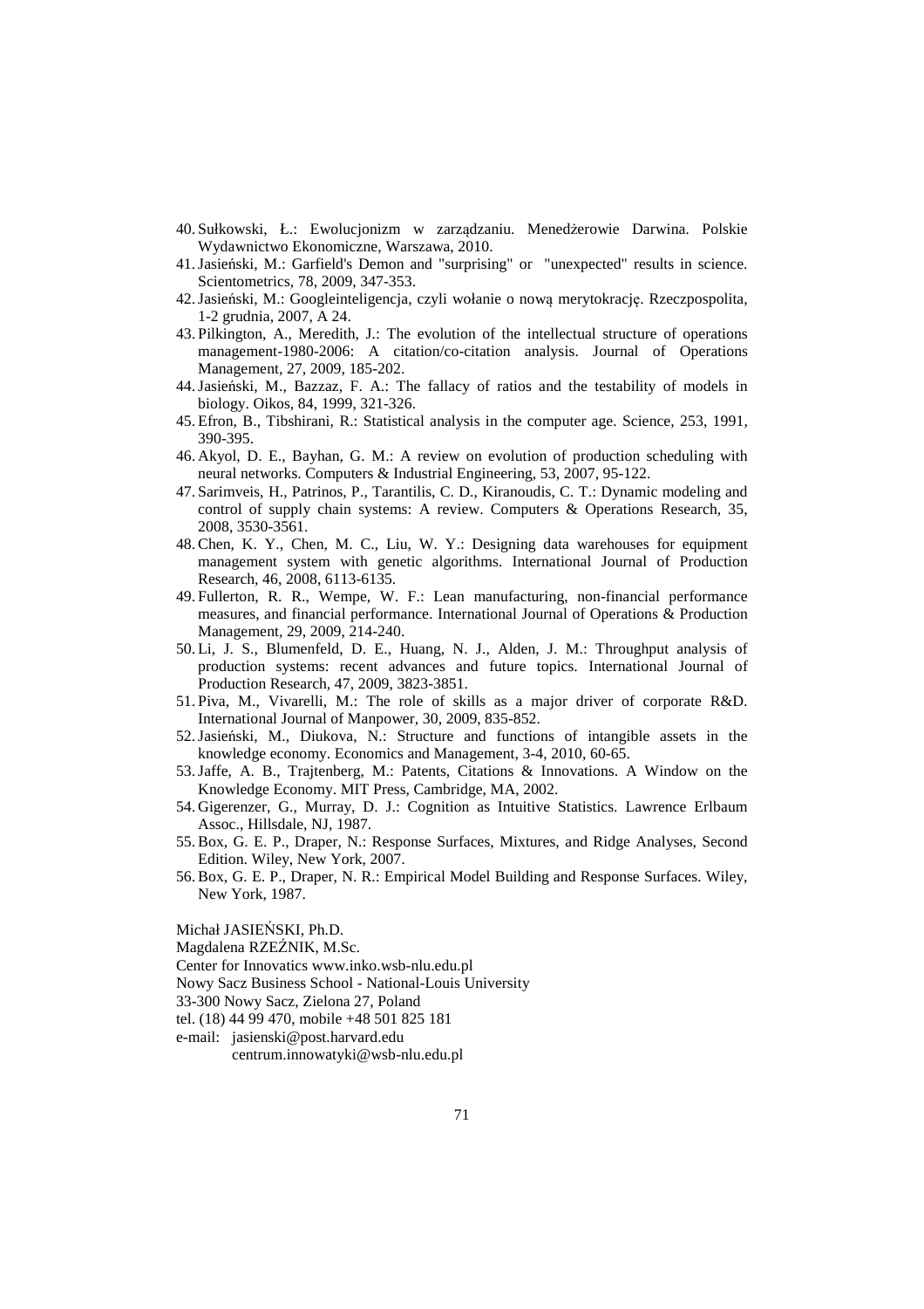40. Sułkowski, Ł.: Ewolucjonizm w zarządzaniu. Menedżerowie Darwina. Polskie Wydawnictwo Ekonomiczne, Warszawa, 2010.
41. Jasieński, M.: Garfield's Demon and "surprising" or "unexpected" results in science. Scientometrics, 78, 2009, 347-353.
42. Jasieński, M.: Googleinteligencja, czyli wołanie o nową merytokrację. Rzeczpospolita, 1-2 grudnia, 2007, A 24.
43. Pilkington, A., Meredith, J.: The evolution of the intellectual structure of operations management-1980-2006: A citation/co-citation analysis. Journal of Operations Management, 27, 2009, 185-202.
44. Jasieński, M., Bazzaz, F. A.: The fallacy of ratios and the testability of models in biology. Oikos, 84, 1999, 321-326.
45. Efron, B., Tibshirani, R.: Statistical analysis in the computer age. Science, 253, 1991, 390-395.
46. Akyol, D. E., Bayhan, G. M.: A review on evolution of production scheduling with neural networks. Computers & Industrial Engineering, 53, 2007, 95-122.
47. Sarimveis, H., Patrinos, P., Tarantilis, C. D., Kiranoudis, C. T.: Dynamic modeling and control of supply chain systems: A review. Computers & Operations Research, 35, 2008, 3530-3561.
48. Chen, K. Y., Chen, M. C., Liu, W. Y.: Designing data warehouses for equipment management system with genetic algorithms. International Journal of Production Research, 46, 2008, 6113-6135.
49. Fullerton, R. R., Wempe, W. F.: Lean manufacturing, non-financial performance measures, and financial performance. International Journal of Operations & Production Management, 29, 2009, 214-240.
50. Li, J. S., Blumenfeld, D. E., Huang, N. J., Alden, J. M.: Throughput analysis of production systems: recent advances and future topics. International Journal of Production Research, 47, 2009, 3823-3851.
51. Piva, M., Vivarelli, M.: The role of skills as a major driver of corporate R&D. International Journal of Manpower, 30, 2009, 835-852.
52. Jasieński, M., Diukova, N.: Structure and functions of intangible assets in the knowledge economy. Economics and Management, 3-4, 2010, 60-65.
53. Jaffe, A. B., Trajtenberg, M.: Patents, Citations & Innovations. A Window on the Knowledge Economy. MIT Press, Cambridge, MA, 2002.
54. Gigerenzer, G., Murray, D. J.: Cognition as Intuitive Statistics. Lawrence Erlbaum Assoc., Hillsdale, NJ, 1987.
55. Box, G. E. P., Draper, N.: Response Surfaces, Mixtures, and Ridge Analyses, Second Edition. Wiley, New York, 2007.
56. Box, G. E. P., Draper, N. R.: Empirical Model Building and Response Surfaces. Wiley, New York, 1987.

Michał JASIEŃSKI, Ph.D.
Magdalena RZEŹNIK, M.Sc.
Center for Innovatics www.inko.wsb-nlu.edu.pl
Nowy Sacz Business School - National-Louis University
33-300 Nowy Sacz, Zielona 27, Poland
tel. (18) 44 99 470, mobile +48 501 825 181
e-mail: jasienski@post.harvard.edu
centrum.innowatyki@wsb-nlu.edu.pl